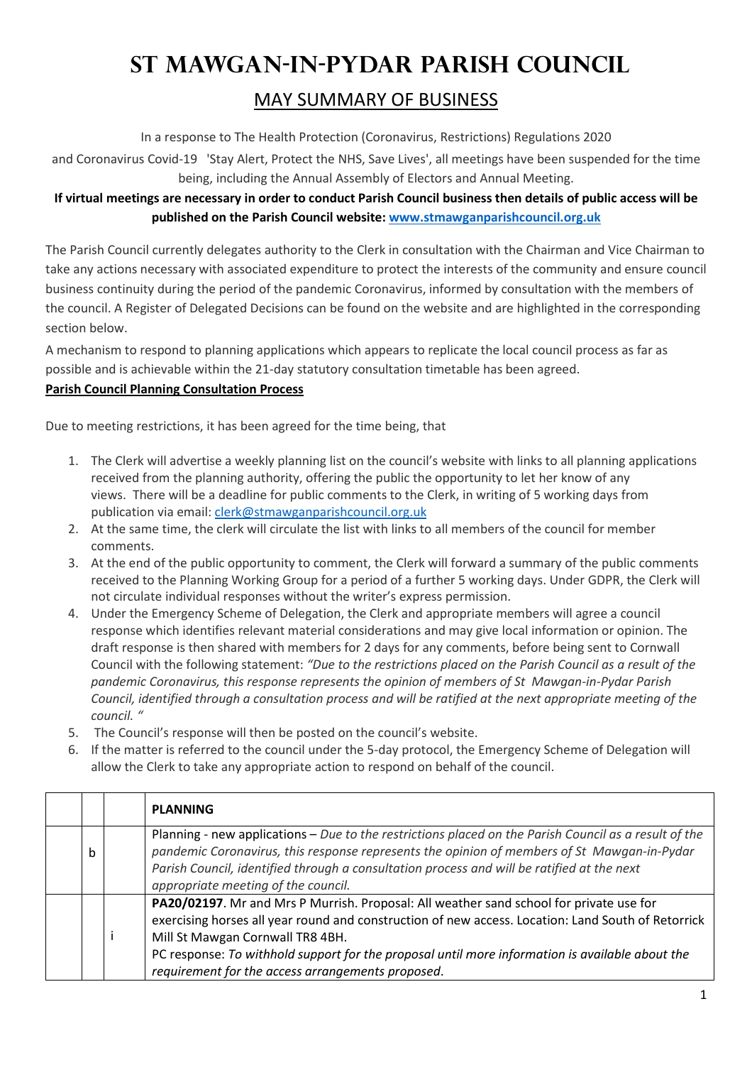# ST MAWGAN-IN-PYDAR PARISH COUNCIL

## MAY SUMMARY OF BUSINESS

In a response to The Health Protection (Coronavirus, Restrictions) Regulations 2020

and Coronavirus Covid-19 'Stay Alert, Protect the NHS, Save Lives', all meetings have been suspended for the time being, including the Annual Assembly of Electors and Annual Meeting.

**If virtual meetings are necessary in order to conduct Parish Council business then details of public access will be published on the Parish Council website: [www.stmawganparishcouncil.org.uk](http://www.stmawganparishcouncil.org.uk)**

The Parish Council currently delegates authority to the Clerk in consultation with the Chairman and Vice Chairman to take any actions necessary with associated expenditure to protect the interests of the community and ensure council business continuity during the period of the pandemic Coronavirus, informed by consultation with the members of the council. A Register of Delegated Decisions can be found on the website and are highlighted in the corresponding section below.

A mechanism to respond to planning applications which appears to replicate the local council process as far as possible and is achievable within the 21-day statutory consultation timetable has been agreed.

**Parish Council Planning Consultation Process**

Due to meeting restrictions, it has been agreed for the time being, that

1. The Clerk will advertise a weekly planning list on the council's website with links to all planning applications received from the planning authority, offering the public the opportunity to let her know of any views. There will be a deadline for public comments to the Clerk, in writing of 5 working days from publication via email: clerk@stmawganparishcouncil.org.uk
2. At the same time, the clerk will circulate the list with links to all members of the council for member comments.
3. At the end of the public opportunity to comment, the Clerk will forward a summary of the public comments received to the Planning Working Group for a period of a further 5 working days. Under GDPR, the Clerk will not circulate individual responses without the writer's express permission.
4. Under the Emergency Scheme of Delegation, the Clerk and appropriate members will agree a council response which identifies relevant material considerations and may give local information or opinion. The draft response is then shared with members for 2 days for any comments, before being sent to Cornwall Council with the following statement: *"Due to the restrictions placed on the Parish Council as a result of the pandemic Coronavirus, this response represents the opinion of members of St Mawgan-in-Pydar Parish Council, identified through a consultation process and will be ratified at the next appropriate meeting of the council. "*
5. The Council's response will then be posted on the council's website.
6. If the matter is referred to the council under the 5-day protocol, the Emergency Scheme of Delegation will allow the Clerk to take any appropriate action to respond on behalf of the council.

| | | | **PLANNING** |
|---|---|---|---|
| | b | | Planning - new applications – *Due to the restrictions placed on the Parish Council as a result of the pandemic Coronavirus, this response represents the opinion of members of St Mawgan-in-Pydar Parish Council, identified through a consultation process and will be ratified at the next appropriate meeting of the council.* |
| | | i | **PA20/02197**. Mr and Mrs P Murrish. Proposal: All weather sand school for private use for exercising horses all year round and construction of new access. Location: Land South of Retorrick Mill St Mawgan Cornwall TR8 4BH.<br>PC response: *To withhold support for the proposal until more information is available about the requirement for the access arrangements proposed*. |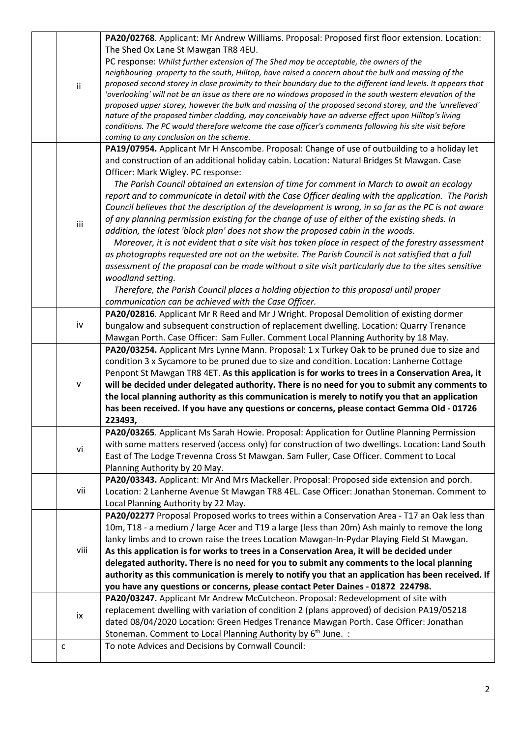| | | |
|---|---|---|
| | ii | **PA20/02768**. Applicant: Mr Andrew Williams. Proposal: Proposed first floor extension. Location: The Shed Ox Lane St Mawgan TR8 4EU.<br>PC response: *Whilst further extension of The Shed may be acceptable, the owners of the neighbouring property to the south, Hilltop, have raised a concern about the bulk and massing of the proposed second storey in close proximity to their boundary due to the different land levels. It appears that 'overlooking' will not be an issue as there are no windows proposed in the south western elevation of the proposed upper storey, however the bulk and massing of the proposed second storey, and the 'unrelieved' nature of the proposed timber cladding, may conceivably have an adverse effect upon Hilltop's living conditions. The PC would therefore welcome the case officer's comments following his site visit before coming to any conclusion on the scheme.* |
| | iii | **PA19/07954.** Applicant Mr H Anscombe. Proposal: Change of use of outbuilding to a holiday let and construction of an additional holiday cabin. Location: Natural Bridges St Mawgan. Case Officer: Mark Wigley. PC response:<br>*The Parish Council obtained an extension of time for comment in March to await an ecology report and to communicate in detail with the Case Officer dealing with the application. The Parish Council believes that the description of the development is wrong, in so far as the PC is not aware of any planning permission existing for the change of use of either of the existing sheds. In addition, the latest 'block plan' does not show the proposed cabin in the woods.*<br>*Moreover, it is not evident that a site visit has taken place in respect of the forestry assessment as photographs requested are not on the website. The Parish Council is not satisfied that a full assessment of the proposal can be made without a site visit particularly due to the sites sensitive woodland setting.*<br>*Therefore, the Parish Council places a holding objection to this proposal until proper communication can be achieved with the Case Officer.* |
| | iv | **PA20/02816**. Applicant Mr R Reed and Mr J Wright. Proposal Demolition of existing dormer bungalow and subsequent construction of replacement dwelling. Location: Quarry Trenance Mawgan Porth. Case Officer: Sam Fuller. Comment Local Planning Authority by 18 May. |
| | v | **PA20/03254.** Applicant Mrs Lynne Mann. Proposal: 1 x Turkey Oak to be pruned due to size and condition 3 x Sycamore to be pruned due to size and condition. Location: Lanherne Cottage Penpont St Mawgan TR8 4ET. **As this application is for works to trees in a Conservation Area, it will be decided under delegated authority. There is no need for you to submit any comments to the local planning authority as this communication is merely to notify you that an application has been received. If you have any questions or concerns, please contact Gemma Old - 01726 223493,** |
| | vi | **PA20/03265**. Applicant Ms Sarah Howie. Proposal: Application for Outline Planning Permission with some matters reserved (access only) for construction of two dwellings. Location: Land South East of The Lodge Trevenna Cross St Mawgan. Sam Fuller, Case Officer. Comment to Local Planning Authority by 20 May. |
| | vii | **PA20/03343.** Applicant: Mr And Mrs Mackeller. Proposal: Proposed side extension and porch. Location: 2 Lanherne Avenue St Mawgan TR8 4EL. Case Officer: Jonathan Stoneman. Comment to Local Planning Authority by 22 May. |
| | viii | **PA20/02277** Proposal Proposed works to trees within a Conservation Area - T17 an Oak less than 10m, T18 - a medium / large Acer and T19 a large (less than 20m) Ash mainly to remove the long lanky limbs and to crown raise the trees Location Mawgan-In-Pydar Playing Field St Mawgan.<br>**As this application is for works to trees in a Conservation Area, it will be decided under delegated authority. There is no need for you to submit any comments to the local planning authority as this communication is merely to notify you that an application has been received. If you have any questions or concerns, please contact Peter Daines - 01872 224798.** |
| | ix | **PA20/03247.** Applicant Mr Andrew McCutcheon. Proposal: Redevelopment of site with replacement dwelling with variation of condition 2 (plans approved) of decision PA19/05218 dated 08/04/2020 Location: Green Hedges Trenance Mawgan Porth. Case Officer: Jonathan Stoneman. Comment to Local Planning Authority by 6th June. : |
| c | | To note Advices and Decisions by Cornwall Council: |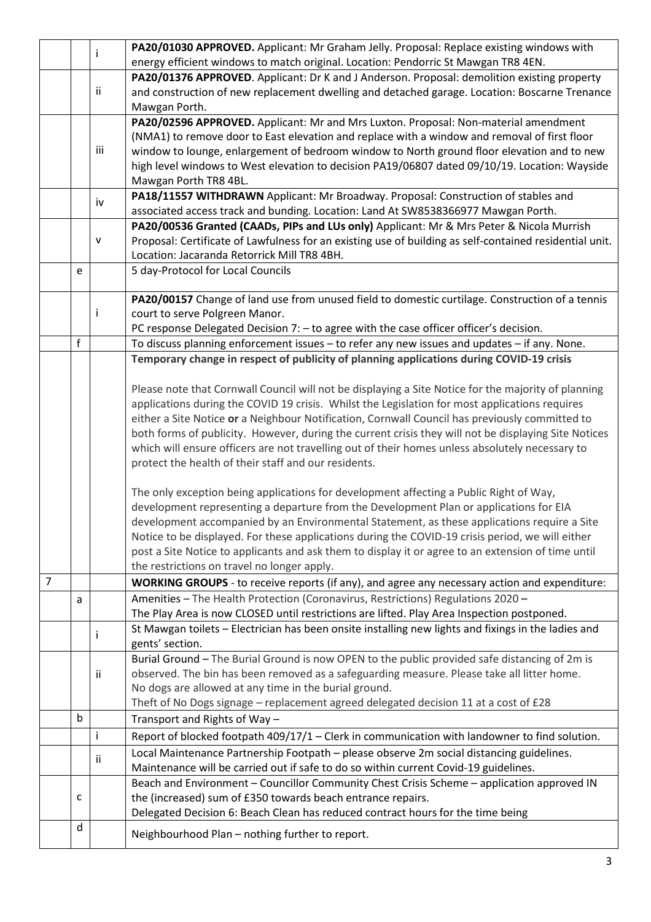| | | | |
|---|---|---|---|
| | | i | **PA20/01030 APPROVED.** Applicant: Mr Graham Jelly. Proposal: Replace existing windows with energy efficient windows to match original. Location: Pendorric St Mawgan TR8 4EN. |
| | | ii | **PA20/01376 APPROVED**. Applicant: Dr K and J Anderson. Proposal: demolition existing property and construction of new replacement dwelling and detached garage. Location: Boscarne Trenance Mawgan Porth. |
| | | iii | **PA20/02596 APPROVED.** Applicant: Mr and Mrs Luxton. Proposal: Non-material amendment (NMA1) to remove door to East elevation and replace with a window and removal of first floor window to lounge, enlargement of bedroom window to North ground floor elevation and to new high level windows to West elevation to decision PA19/06807 dated 09/10/19. Location: Wayside Mawgan Porth TR8 4BL. |
| | | iv | **PA18/11557 WITHDRAWN** Applicant: Mr Broadway. Proposal: Construction of stables and associated access track and bunding. Location: Land At SW8538366977 Mawgan Porth. |
| | | v | **PA20/00536 Granted (CAADs, PIPs and LUs only)** Applicant: Mr & Mrs Peter & Nicola Murrish Proposal: Certificate of Lawfulness for an existing use of building as self-contained residential unit. Location: Jacaranda Retorrick Mill TR8 4BH. |
| | e | | 5 day-Protocol for Local Councils |
| | | i | **PA20/00157** Change of land use from unused field to domestic curtilage. Construction of a tennis court to serve Polgreen Manor.<br>PC response Delegated Decision 7: – to agree with the case officer officer's decision. |
| | f | | To discuss planning enforcement issues – to refer any new issues and updates – if any. None. |
| | | | **Temporary change in respect of publicity of planning applications during COVID-19 crisis**<br><br>Please note that Cornwall Council will not be displaying a Site Notice for the majority of planning applications during the COVID 19 crisis. Whilst the Legislation for most applications requires either a Site Notice **or** a Neighbour Notification, Cornwall Council has previously committed to both forms of publicity. However, during the current crisis they will not be displaying Site Notices which will ensure officers are not travelling out of their homes unless absolutely necessary to protect the health of their staff and our residents.<br><br>The only exception being applications for development affecting a Public Right of Way, development representing a departure from the Development Plan or applications for EIA development accompanied by an Environmental Statement, as these applications require a Site Notice to be displayed. For these applications during the COVID-19 crisis period, we will either post a Site Notice to applicants and ask them to display it or agree to an extension of time until the restrictions on travel no longer apply. |
| 7 | | | **WORKING GROUPS** - to receive reports (if any), and agree any necessary action and expenditure: |
| | a | | Amenities – The Health Protection (Coronavirus, Restrictions) Regulations 2020 –<br>The Play Area is now CLOSED until restrictions are lifted. Play Area Inspection postponed. |
| | | i | St Mawgan toilets – Electrician has been onsite installing new lights and fixings in the ladies and gents' section. |
| | | ii | Burial Ground – The Burial Ground is now OPEN to the public provided safe distancing of 2m is observed. The bin has been removed as a safeguarding measure. Please take all litter home.<br>No dogs are allowed at any time in the burial ground.<br>Theft of No Dogs signage – replacement agreed delegated decision 11 at a cost of £28 |
| | b | | Transport and Rights of Way – |
| | | i | Report of blocked footpath 409/17/1 – Clerk in communication with landowner to find solution. |
| | | ii | Local Maintenance Partnership Footpath – please observe 2m social distancing guidelines.<br>Maintenance will be carried out if safe to do so within current Covid-19 guidelines. |
| | c | | Beach and Environment – Councillor Community Chest Crisis Scheme – application approved IN the (increased) sum of £350 towards beach entrance repairs.<br>Delegated Decision 6: Beach Clean has reduced contract hours for the time being |
| | d | | Neighbourhood Plan – nothing further to report. |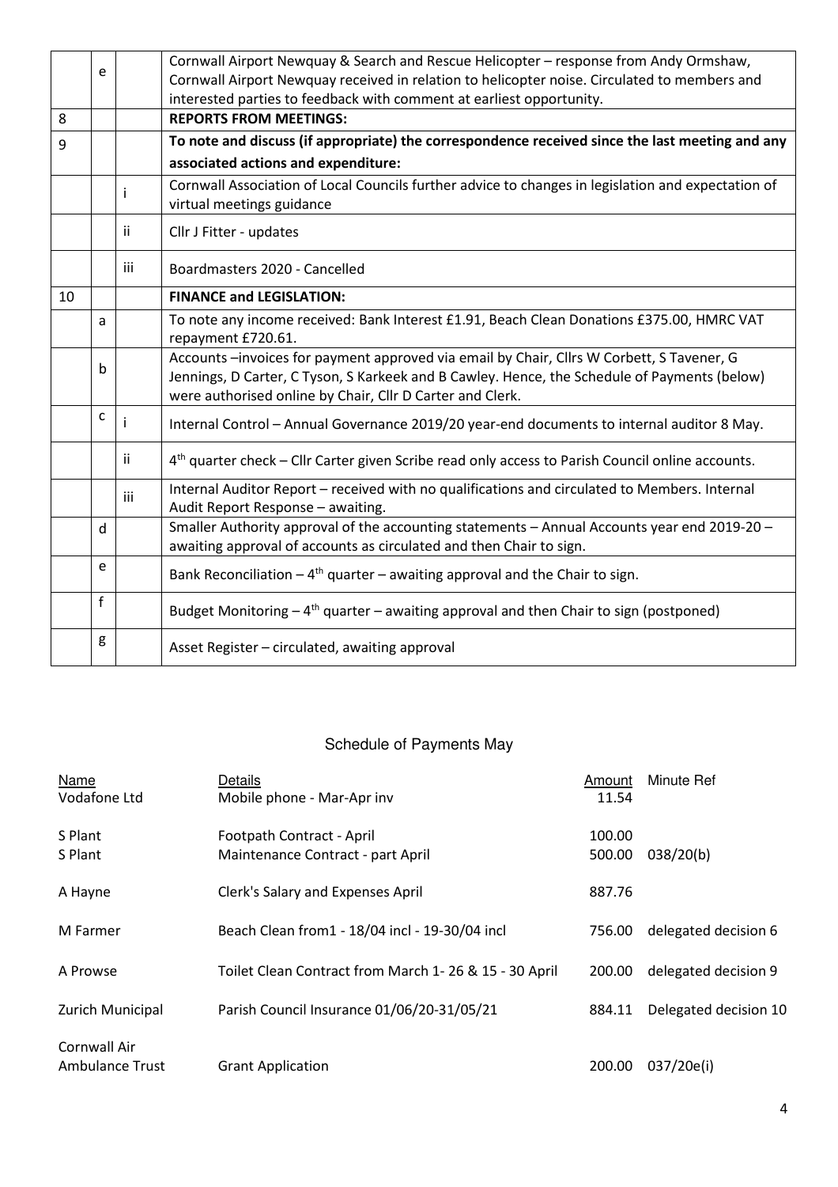|  |  |  |  |
| --- | --- | --- | --- |
|  | e |  | Cornwall Airport Newquay & Search and Rescue Helicopter – response from Andy Ormshaw, Cornwall Airport Newquay received in relation to helicopter noise. Circulated to members and interested parties to feedback with comment at earliest opportunity. |
| 8 |  |  | **REPORTS FROM MEETINGS:** |
| 9 |  |  | **To note and discuss (if appropriate) the correspondence received since the last meeting and any associated actions and expenditure:** |
|  |  | i | Cornwall Association of Local Councils further advice to changes in legislation and expectation of virtual meetings guidance |
|  |  | ii | Cllr J Fitter - updates |
|  |  | iii | Boardmasters 2020 - Cancelled |
| 10 |  |  | **FINANCE and LEGISLATION:** |
|  | a |  | To note any income received: Bank Interest £1.91, Beach Clean Donations £375.00, HMRC VAT repayment £720.61. |
|  | b |  | Accounts –invoices for payment approved via email by Chair, Cllrs W Corbett, S Tavener, G Jennings, D Carter, C Tyson, S Karkeek and B Cawley. Hence, the Schedule of Payments (below) were authorised online by Chair, Cllr D Carter and Clerk. |
|  | c | i | Internal Control – Annual Governance 2019/20 year-end documents to internal auditor 8 May. |
|  |  | ii | 4th quarter check – Cllr Carter given Scribe read only access to Parish Council online accounts. |
|  |  | iii | Internal Auditor Report – received with no qualifications and circulated to Members. Internal Audit Report Response – awaiting. |
|  | d |  | Smaller Authority approval of the accounting statements – Annual Accounts year end 2019-20 – awaiting approval of accounts as circulated and then Chair to sign. |
|  | e |  | Bank Reconciliation – 4th quarter – awaiting approval and the Chair to sign. |
|  | f |  | Budget Monitoring – 4th quarter – awaiting approval and then Chair to sign (postponed) |
|  | g |  | Asset Register – circulated, awaiting approval |

## Schedule of Payments May

| Name | Details | Amount | Minute Ref |
| --- | --- | --- | --- |
| Vodafone Ltd | Mobile phone - Mar-Apr inv | 11.54 |  |
| S Plant | Footpath Contract - April | 100.00 |  |
| S Plant | Maintenance Contract - part April | 500.00 | 038/20(b) |
| A Hayne | Clerk's Salary and Expenses April | 887.76 |  |
| M Farmer | Beach Clean from1 - 18/04 incl - 19-30/04 incl | 756.00 | delegated decision 6 |
| A Prowse | Toilet Clean Contract from March 1- 26 & 15 - 30 April | 200.00 | delegated decision 9 |
| Zurich Municipal | Parish Council Insurance 01/06/20-31/05/21 | 884.11 | Delegated decision 10 |
| Cornwall Air Ambulance Trust | Grant Application | 200.00 | 037/20e(i) |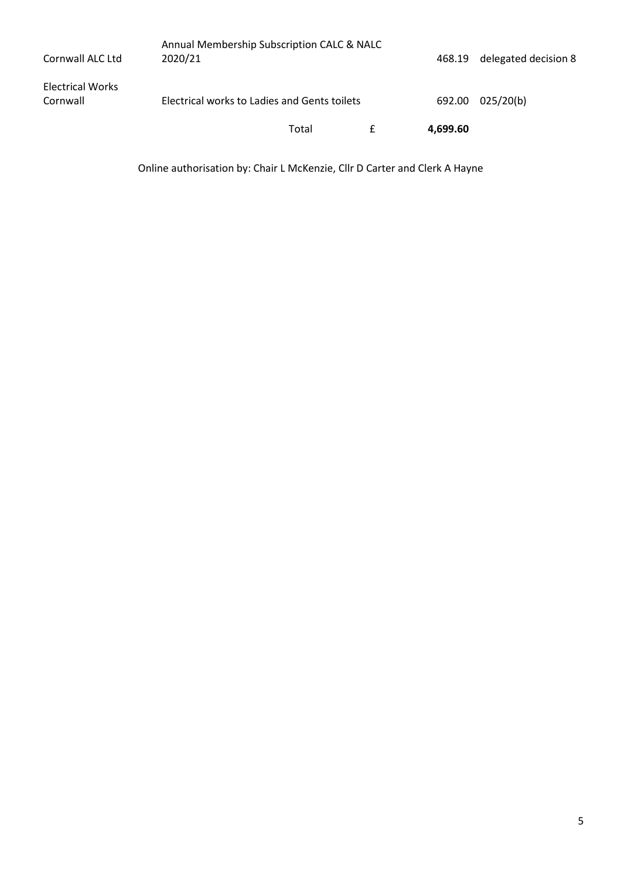| | | | | |
|---|---|---|---|---|
| Cornwall ALC Ltd | Annual Membership Subscription CALC & NALC 2020/21 | | 468.19 | delegated decision 8 |
| Electrical Works Cornwall | Electrical works to Ladies and Gents toilets | | 692.00 | 025/20(b) |
| | Total | £ | **4,699.60** | |

Online authorisation by: Chair L McKenzie, Cllr D Carter and Clerk A Hayne